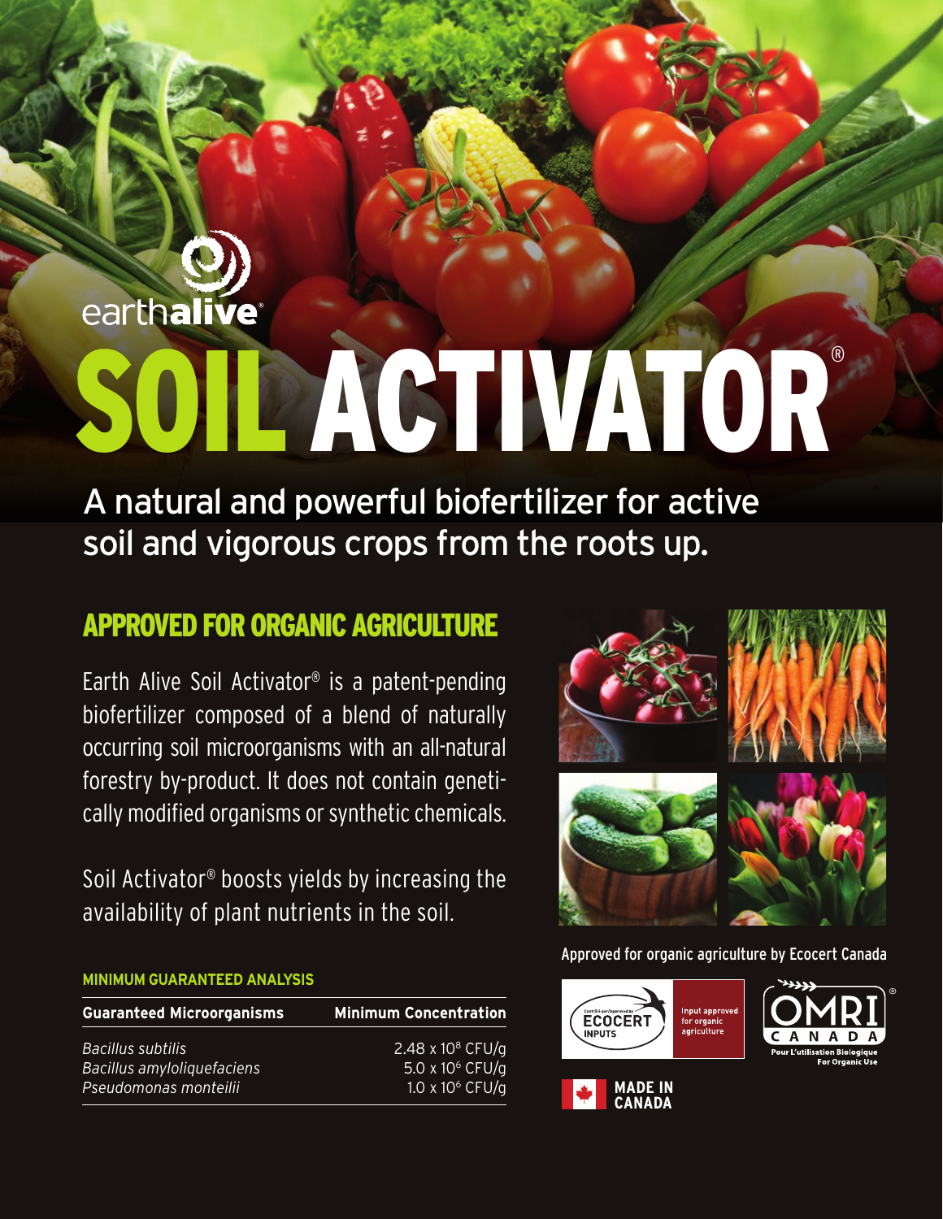earthalive

# SOIL ACTIVATOR®

## A natural and powerful biofertilizer for active soil and vigorous crops from the roots up.

## APPROVED FOR ORGANIC AGRICULTURE

Earth Alive Soil Activator® is a patent-pending biofertilizer composed of a blend of naturally occurring soil microorganisms with an all-natural forestry by-product. It does not contain genetically modified organisms or synthetic chemicals.

Soil Activator® boosts yields by increasing the availability of plant nutrients in the soil.

**MINIMUM GUARANTEED ANALYSIS**

| Guaranteed Microorganisms | Minimum Concentration |
|---|---|
| *Bacillus subtilis* | $2.48 \times 10^8$ CFU/g |
| *Bacillus amyloliquefaciens* | $5.0 \times 10^6$ CFU/g |
| *Pseudomonas monteilii* | $1.0 \times 10^6$ CFU/g |

Approved for organic agriculture by Ecocert Canada

Contrôlé par/Approved by ECOCERT INPUTS — Input approved for organic agriculture

OMRI CANADA — Pour L'utilisation Biologique / For Organic Use

MADE IN CANADA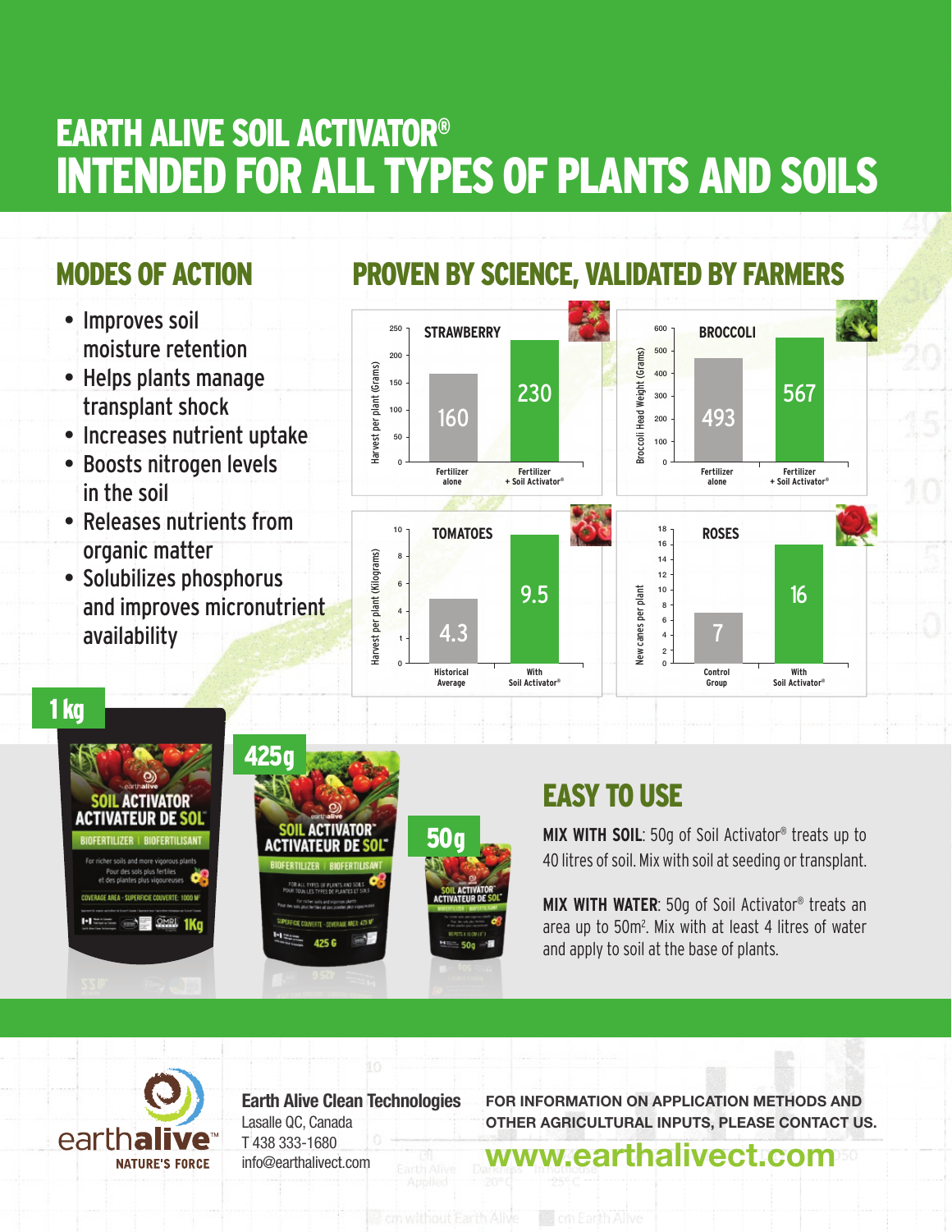# EARTH ALIVE SOIL ACTIVATOR®
# INTENDED FOR ALL TYPES OF PLANTS AND SOILS

## MODES OF ACTION

- Improves soil moisture retention
- Helps plants manage transplant shock
- Increases nutrient uptake
- Boosts nitrogen levels in the soil
- Releases nutrients from organic matter
- Solubilizes phosphorus and improves micronutrient availability

## PROVEN BY SCIENCE, VALIDATED BY FARMERS

STRAWBERRY
Harvest per plant (Grams)
250
200
150
100
50
0
160
230
Fertilizer alone
Fertilizer + Soil Activator®

BROCCOLI
Broccoli Head Weight (Grams)
600
500
400
300
200
100
0
493
567
Fertilizer alone
Fertilizer + Soil Activator®

TOMATOES
Harvest per plant (Kilograms)
10
8
6
4
t
0
4.3
9.5
Historical Average
With Soil Activator®

ROSES
New canes per plant
18
16
14
12
10
8
6
4
2
0
7
16
Control Group
With Soil Activator®

1 kg

425g

50g

## EASY TO USE

**MIX WITH SOIL**: 50g of Soil Activator® treats up to 40 litres of soil. Mix with soil at seeding or transplant.

**MIX WITH WATER**: 50g of Soil Activator® treats an area up to 50m². Mix with at least 4 litres of water and apply to soil at the base of plants.

earthalive™
NATURE'S FORCE

**Earth Alive Clean Technologies**
Lasalle QC, Canada
T 438 333-1680
info@earthalivect.com

**FOR INFORMATION ON APPLICATION METHODS AND OTHER AGRICULTURAL INPUTS, PLEASE CONTACT US.**

**www.earthalivect.com**